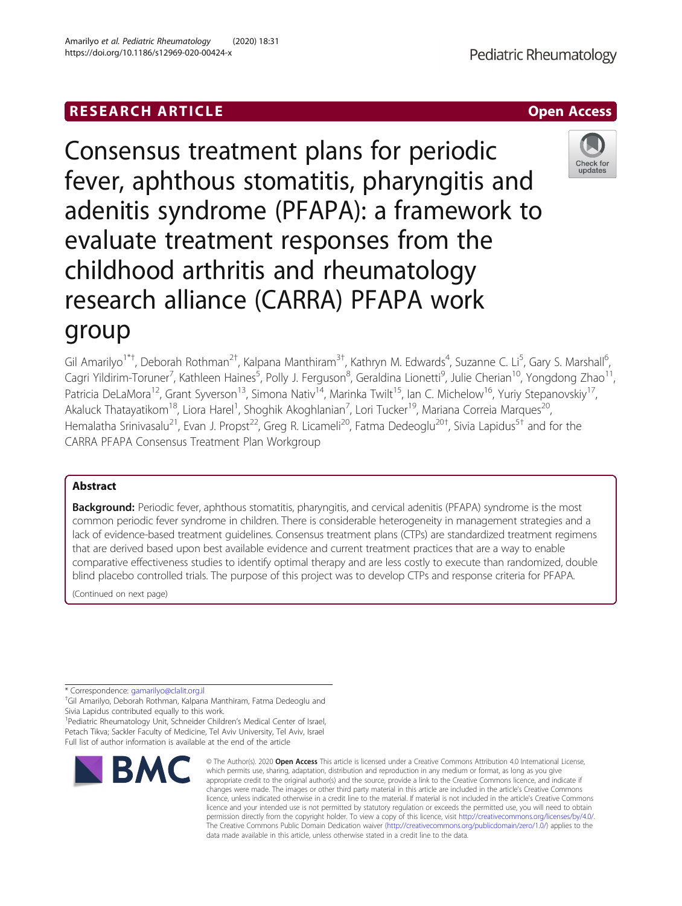RESEARCH ARTICLE

Open Access

# Consensus treatment plans for periodic fever, aphthous stomatitis, pharyngitis and adenitis syndrome (PFAPA): a framework to evaluate treatment responses from the childhood arthritis and rheumatology research alliance (CARRA) PFAPA work group

Gil Amarilyo[1*†], Deborah Rothman[2†], Kalpana Manthiram[3†], Kathryn M. Edwards[4], Suzanne C. Li[5], Gary S. Marshall[6], Cagri Yildirim-Toruner[7], Kathleen Haines[5], Polly J. Ferguson[8], Geraldina Lionetti[9], Julie Cherian[10], Yongdong Zhao[11], Patricia DeLaMora[12], Grant Syverson[13], Simona Nativ[14], Marinka Twilt[15], Ian C. Michelow[16], Yuriy Stepanovskiy[17], Akaluck Thatayatikom[18], Liora Harel[1], Shoghik Akoghlanian[7], Lori Tucker[19], Mariana Correia Marques[20], Hemalatha Srinivasalu[21], Evan J. Propst[22], Greg R. Licameli[20], Fatma Dedeoglu[20†], Sivia Lapidus[5†] and for the CARRA PFAPA Consensus Treatment Plan Workgroup

## Abstract

**Background:** Periodic fever, aphthous stomatitis, pharyngitis, and cervical adenitis (PFAPA) syndrome is the most common periodic fever syndrome in children. There is considerable heterogeneity in management strategies and a lack of evidence-based treatment guidelines. Consensus treatment plans (CTPs) are standardized treatment regimens that are derived based upon best available evidence and current treatment practices that are a way to enable comparative effectiveness studies to identify optimal therapy and are less costly to execute than randomized, double blind placebo controlled trials. The purpose of this project was to develop CTPs and response criteria for PFAPA.

(Continued on next page)

---

* Correspondence: gamarilyo@clalit.org.il
†Gil Amarilyo, Deborah Rothman, Kalpana Manthiram, Fatma Dedeoglu and Sivia Lapidus contributed equally to this work.
[1]Pediatric Rheumatology Unit, Schneider Children's Medical Center of Israel, Petach Tikva; Sackler Faculty of Medicine, Tel Aviv University, Tel Aviv, Israel
Full list of author information is available at the end of the article

© The Author(s). 2020 **Open Access** This article is licensed under a Creative Commons Attribution 4.0 International License, which permits use, sharing, adaptation, distribution and reproduction in any medium or format, as long as you give appropriate credit to the original author(s) and the source, provide a link to the Creative Commons licence, and indicate if changes were made. The images or other third party material in this article are included in the article's Creative Commons licence, unless indicated otherwise in a credit line to the material. If material is not included in the article's Creative Commons licence and your intended use is not permitted by statutory regulation or exceeds the permitted use, you will need to obtain permission directly from the copyright holder. To view a copy of this licence, visit http://creativecommons.org/licenses/by/4.0/. The Creative Commons Public Domain Dedication waiver (http://creativecommons.org/publicdomain/zero/1.0/) applies to the data made available in this article, unless otherwise stated in a credit line to the data.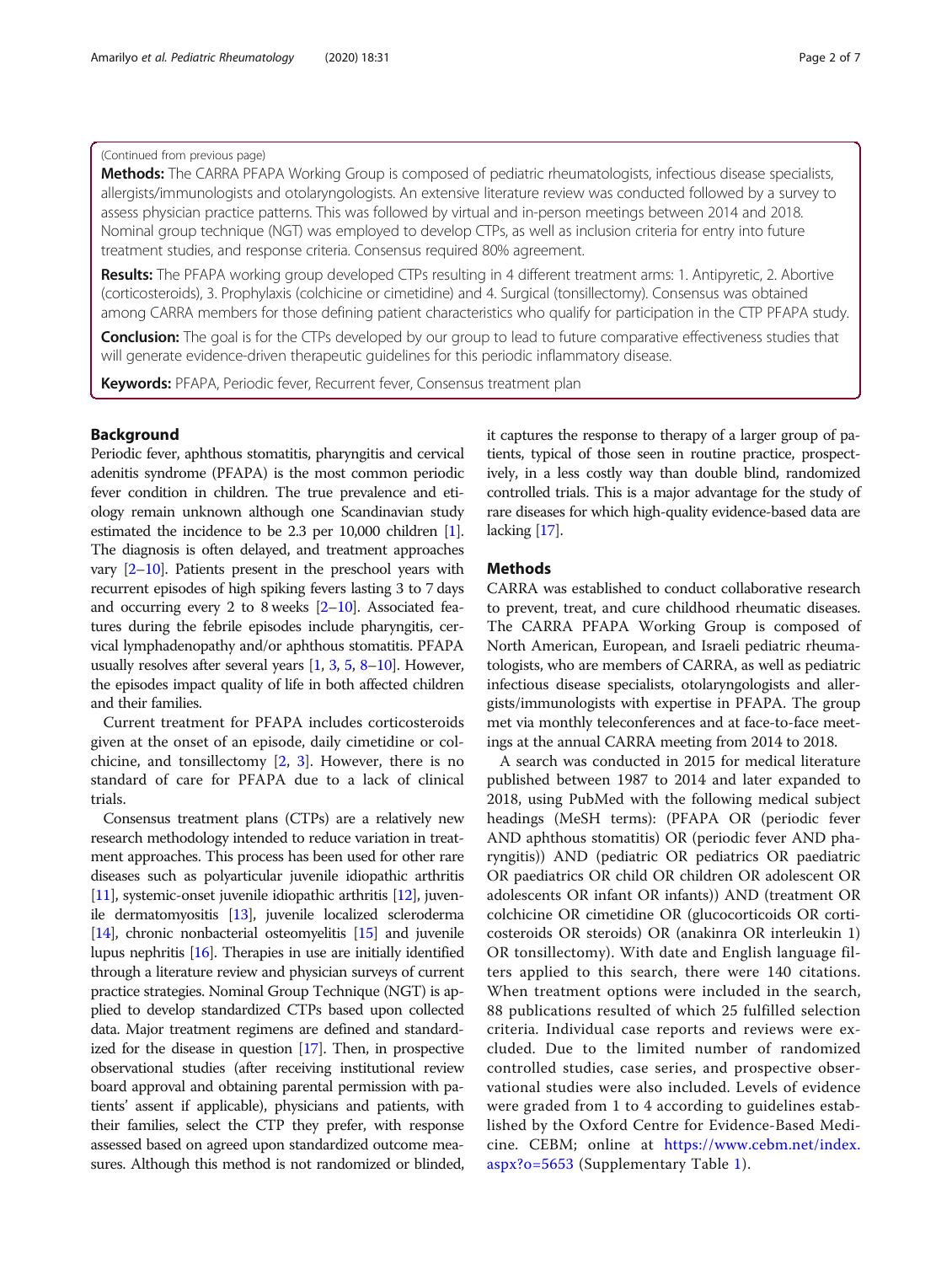(Continued from previous page)

**Methods:** The CARRA PFAPA Working Group is composed of pediatric rheumatologists, infectious disease specialists, allergists/immunologists and otolaryngologists. An extensive literature review was conducted followed by a survey to assess physician practice patterns. This was followed by virtual and in-person meetings between 2014 and 2018. Nominal group technique (NGT) was employed to develop CTPs, as well as inclusion criteria for entry into future treatment studies, and response criteria. Consensus required 80% agreement.

**Results:** The PFAPA working group developed CTPs resulting in 4 different treatment arms: 1. Antipyretic, 2. Abortive (corticosteroids), 3. Prophylaxis (colchicine or cimetidine) and 4. Surgical (tonsillectomy). Consensus was obtained among CARRA members for those defining patient characteristics who qualify for participation in the CTP PFAPA study.

**Conclusion:** The goal is for the CTPs developed by our group to lead to future comparative effectiveness studies that will generate evidence-driven therapeutic guidelines for this periodic inflammatory disease.

**Keywords:** PFAPA, Periodic fever, Recurrent fever, Consensus treatment plan

## Background

Periodic fever, aphthous stomatitis, pharyngitis and cervical adenitis syndrome (PFAPA) is the most common periodic fever condition in children. The true prevalence and etiology remain unknown although one Scandinavian study estimated the incidence to be 2.3 per 10,000 children [1]. The diagnosis is often delayed, and treatment approaches vary [2–10]. Patients present in the preschool years with recurrent episodes of high spiking fevers lasting 3 to 7 days and occurring every 2 to 8 weeks [2–10]. Associated features during the febrile episodes include pharyngitis, cervical lymphadenopathy and/or aphthous stomatitis. PFAPA usually resolves after several years [1, 3, 5, 8–10]. However, the episodes impact quality of life in both affected children and their families.

Current treatment for PFAPA includes corticosteroids given at the onset of an episode, daily cimetidine or colchicine, and tonsillectomy [2, 3]. However, there is no standard of care for PFAPA due to a lack of clinical trials.

Consensus treatment plans (CTPs) are a relatively new research methodology intended to reduce variation in treatment approaches. This process has been used for other rare diseases such as polyarticular juvenile idiopathic arthritis [11], systemic-onset juvenile idiopathic arthritis [12], juvenile dermatomyositis [13], juvenile localized scleroderma [14], chronic nonbacterial osteomyelitis [15] and juvenile lupus nephritis [16]. Therapies in use are initially identified through a literature review and physician surveys of current practice strategies. Nominal Group Technique (NGT) is applied to develop standardized CTPs based upon collected data. Major treatment regimens are defined and standardized for the disease in question [17]. Then, in prospective observational studies (after receiving institutional review board approval and obtaining parental permission with patients' assent if applicable), physicians and patients, with their families, select the CTP they prefer, with response assessed based on agreed upon standardized outcome measures. Although this method is not randomized or blinded, it captures the response to therapy of a larger group of patients, typical of those seen in routine practice, prospectively, in a less costly way than double blind, randomized controlled trials. This is a major advantage for the study of rare diseases for which high-quality evidence-based data are lacking [17].

## Methods

CARRA was established to conduct collaborative research to prevent, treat, and cure childhood rheumatic diseases. The CARRA PFAPA Working Group is composed of North American, European, and Israeli pediatric rheumatologists, who are members of CARRA, as well as pediatric infectious disease specialists, otolaryngologists and allergists/immunologists with expertise in PFAPA. The group met via monthly teleconferences and at face-to-face meetings at the annual CARRA meeting from 2014 to 2018.

A search was conducted in 2015 for medical literature published between 1987 to 2014 and later expanded to 2018, using PubMed with the following medical subject headings (MeSH terms): (PFAPA OR (periodic fever AND aphthous stomatitis) OR (periodic fever AND pharyngitis)) AND (pediatric OR pediatrics OR paediatric OR paediatrics OR child OR children OR adolescent OR adolescents OR infant OR infants)) AND (treatment OR colchicine OR cimetidine OR (glucocorticoids OR corticosteroids OR steroids) OR (anakinra OR interleukin 1) OR tonsillectomy). With date and English language filters applied to this search, there were 140 citations. When treatment options were included in the search, 88 publications resulted of which 25 fulfilled selection criteria. Individual case reports and reviews were excluded. Due to the limited number of randomized controlled studies, case series, and prospective observational studies were also included. Levels of evidence were graded from 1 to 4 according to guidelines established by the Oxford Centre for Evidence-Based Medicine. CEBM; online at https://www.cebm.net/index.aspx?o=5653 (Supplementary Table 1).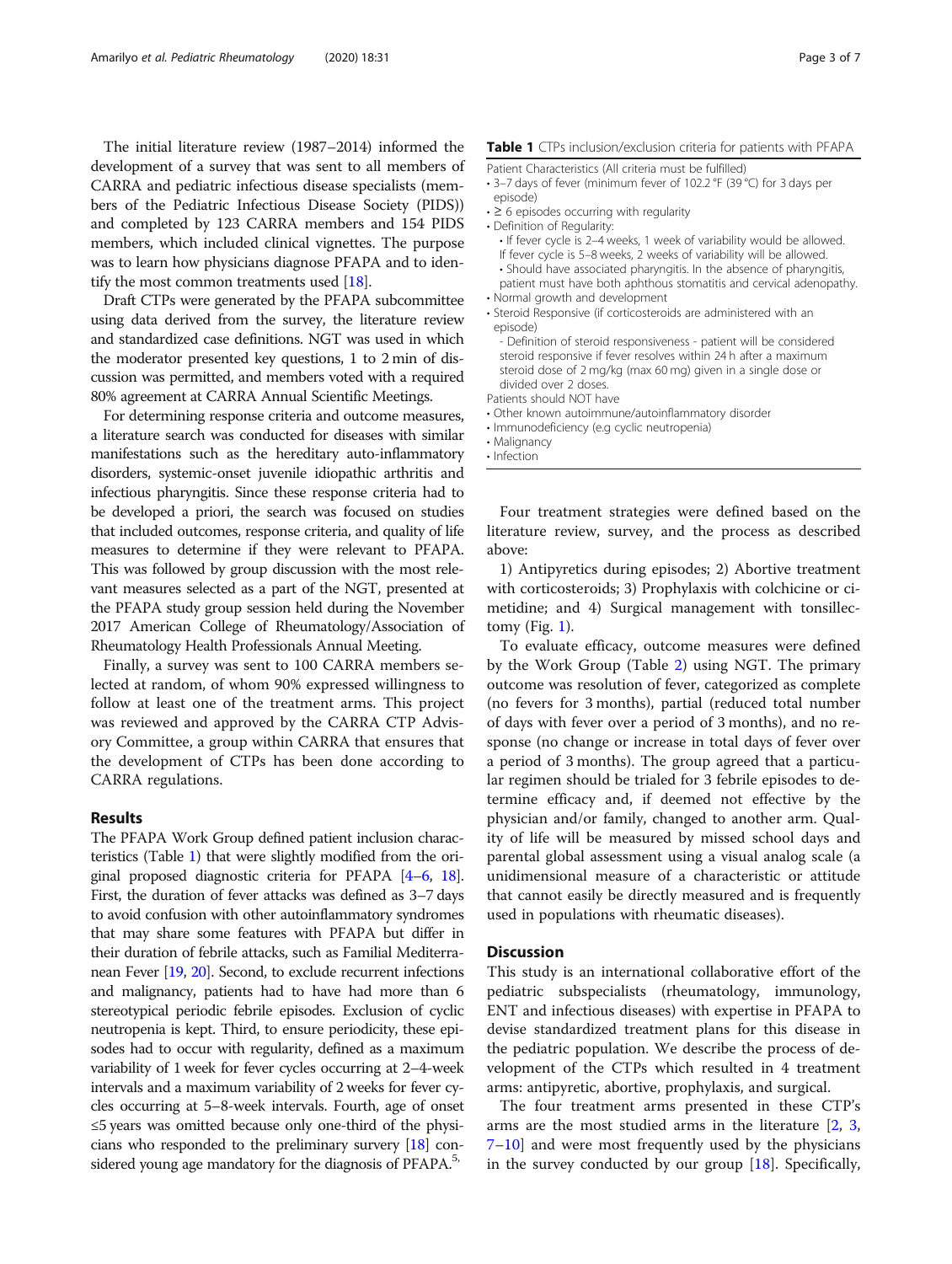The initial literature review (1987–2014) informed the development of a survey that was sent to all members of CARRA and pediatric infectious disease specialists (members of the Pediatric Infectious Disease Society (PIDS)) and completed by 123 CARRA members and 154 PIDS members, which included clinical vignettes. The purpose was to learn how physicians diagnose PFAPA and to identify the most common treatments used [18].

Draft CTPs were generated by the PFAPA subcommittee using data derived from the survey, the literature review and standardized case definitions. NGT was used in which the moderator presented key questions, 1 to 2 min of discussion was permitted, and members voted with a required 80% agreement at CARRA Annual Scientific Meetings.

For determining response criteria and outcome measures, a literature search was conducted for diseases with similar manifestations such as the hereditary auto-inflammatory disorders, systemic-onset juvenile idiopathic arthritis and infectious pharyngitis. Since these response criteria had to be developed a priori, the search was focused on studies that included outcomes, response criteria, and quality of life measures to determine if they were relevant to PFAPA. This was followed by group discussion with the most relevant measures selected as a part of the NGT, presented at the PFAPA study group session held during the November 2017 American College of Rheumatology/Association of Rheumatology Health Professionals Annual Meeting.

Finally, a survey was sent to 100 CARRA members selected at random, of whom 90% expressed willingness to follow at least one of the treatment arms. This project was reviewed and approved by the CARRA CTP Advisory Committee, a group within CARRA that ensures that the development of CTPs has been done according to CARRA regulations.

## Results

The PFAPA Work Group defined patient inclusion characteristics (Table 1) that were slightly modified from the original proposed diagnostic criteria for PFAPA [4–6, 18]. First, the duration of fever attacks was defined as 3–7 days to avoid confusion with other autoinflammatory syndromes that may share some features with PFAPA but differ in their duration of febrile attacks, such as Familial Mediterranean Fever [19, 20]. Second, to exclude recurrent infections and malignancy, patients had to have had more than 6 stereotypical periodic febrile episodes. Exclusion of cyclic neutropenia is kept. Third, to ensure periodicity, these episodes had to occur with regularity, defined as a maximum variability of 1 week for fever cycles occurring at 2–4-week intervals and a maximum variability of 2 weeks for fever cycles occurring at 5–8-week intervals. Fourth, age of onset ≤5 years was omitted because only one-third of the physicians who responded to the preliminary survery [18] considered young age mandatory for the diagnosis of PFAPA.[5,]

**Table 1** CTPs inclusion/exclusion criteria for patients with PFAPA

Patient Characteristics (All criteria must be fulfilled)

- 3–7 days of fever (minimum fever of 102.2 °F (39 °C) for 3 days per episode)
- ≥ 6 episodes occurring with regularity
- Definition of Regularity:
  - If fever cycle is 2–4 weeks, 1 week of variability would be allowed. If fever cycle is 5–8 weeks, 2 weeks of variability will be allowed.
  - Should have associated pharyngitis. In the absence of pharyngitis, patient must have both aphthous stomatitis and cervical adenopathy.
- Normal growth and development
- Steroid Responsive (if corticosteroids are administered with an episode)
  - Definition of steroid responsiveness - patient will be considered steroid responsive if fever resolves within 24 h after a maximum steroid dose of 2 mg/kg (max 60 mg) given in a single dose or divided over 2 doses.

Patients should NOT have

- Other known autoimmune/autoinflammatory disorder
- Immunodeficiency (e.g cyclic neutropenia)
- Malignancy
- Infection

Four treatment strategies were defined based on the literature review, survey, and the process as described above:

1) Antipyretics during episodes; 2) Abortive treatment with corticosteroids; 3) Prophylaxis with colchicine or cimetidine; and 4) Surgical management with tonsillectomy (Fig. 1).

To evaluate efficacy, outcome measures were defined by the Work Group (Table 2) using NGT. The primary outcome was resolution of fever, categorized as complete (no fevers for 3 months), partial (reduced total number of days with fever over a period of 3 months), and no response (no change or increase in total days of fever over a period of 3 months). The group agreed that a particular regimen should be trialed for 3 febrile episodes to determine efficacy and, if deemed not effective by the physician and/or family, changed to another arm. Quality of life will be measured by missed school days and parental global assessment using a visual analog scale (a unidimensional measure of a characteristic or attitude that cannot easily be directly measured and is frequently used in populations with rheumatic diseases).

## Discussion

This study is an international collaborative effort of the pediatric subspecialists (rheumatology, immunology, ENT and infectious diseases) with expertise in PFAPA to devise standardized treatment plans for this disease in the pediatric population. We describe the process of development of the CTPs which resulted in 4 treatment arms: antipyretic, abortive, prophylaxis, and surgical.

The four treatment arms presented in these CTP's arms are the most studied arms in the literature [2, 3, 7–10] and were most frequently used by the physicians in the survey conducted by our group [18]. Specifically,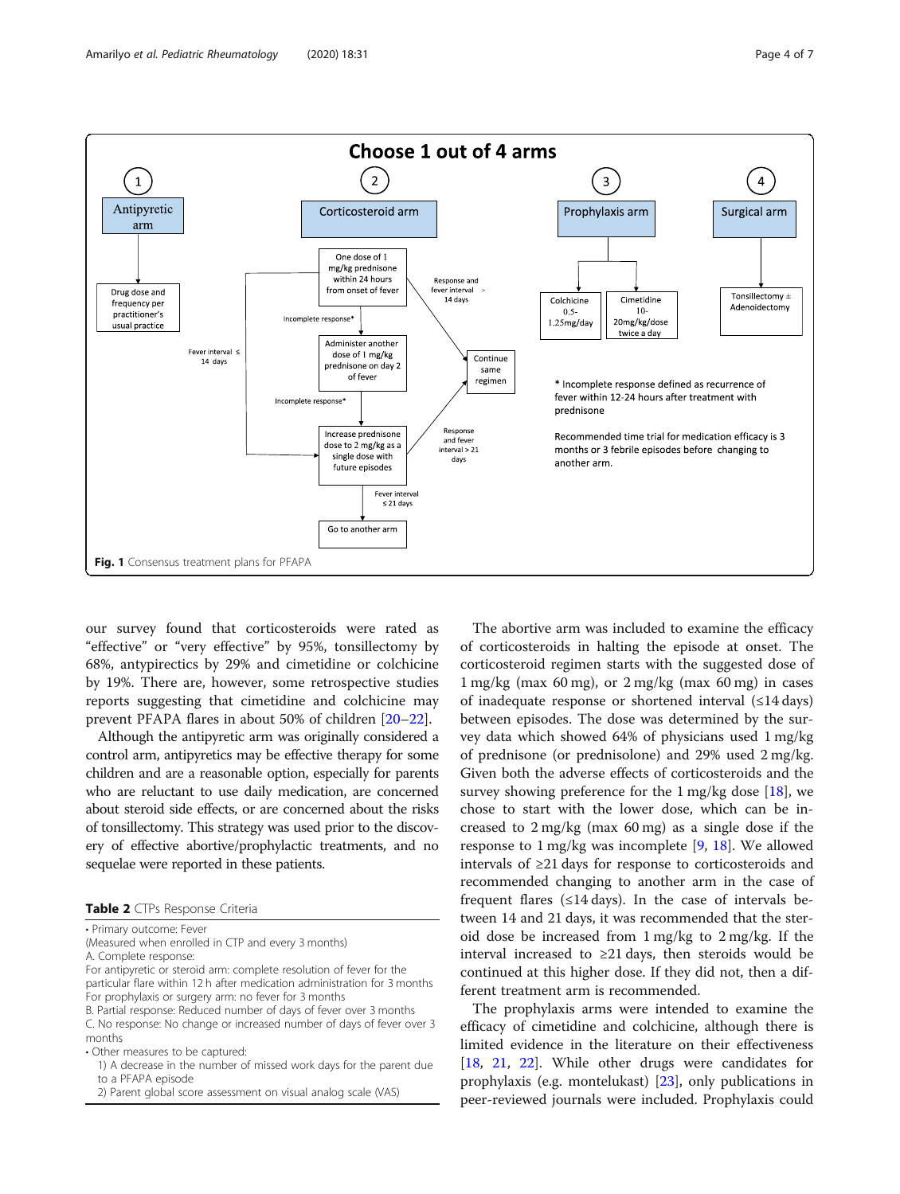**Fig. 1** Consensus treatment plans for PFAPA

our survey found that corticosteroids were rated as "effective" or "very effective" by 95%, tonsillectomy by 68%, antypirectics by 29% and cimetidine or colchicine by 19%. There are, however, some retrospective studies reports suggesting that cimetidine and colchicine may prevent PFAPA flares in about 50% of children [20–22].

Although the antipyretic arm was originally considered a control arm, antipyretics may be effective therapy for some children and are a reasonable option, especially for parents who are reluctant to use daily medication, are concerned about steroid side effects, or are concerned about the risks of tonsillectomy. This strategy was used prior to the discovery of effective abortive/prophylactic treatments, and no sequelae were reported in these patients.

**Table 2** CTPs Response Criteria

- Primary outcome: Fever
(Measured when enrolled in CTP and every 3 months)
A. Complete response:
For antipyretic or steroid arm: complete resolution of fever for the particular flare within 12 h after medication administration for 3 months
For prophylaxis or surgery arm: no fever for 3 months
B. Partial response: Reduced number of days of fever over 3 months
C. No response: No change or increased number of days of fever over 3 months
- Other measures to be captured:
  1) A decrease in the number of missed work days for the parent due to a PFAPA episode
  2) Parent global score assessment on visual analog scale (VAS)

The abortive arm was included to examine the efficacy of corticosteroids in halting the episode at onset. The corticosteroid regimen starts with the suggested dose of 1 mg/kg (max 60 mg), or 2 mg/kg (max 60 mg) in cases of inadequate response or shortened interval (≤14 days) between episodes. The dose was determined by the survey data which showed 64% of physicians used 1 mg/kg of prednisone (or prednisolone) and 29% used 2 mg/kg. Given both the adverse effects of corticosteroids and the survey showing preference for the 1 mg/kg dose [18], we chose to start with the lower dose, which can be increased to 2 mg/kg (max 60 mg) as a single dose if the response to 1 mg/kg was incomplete [9, 18]. We allowed intervals of ≥21 days for response to corticosteroids and recommended changing to another arm in the case of frequent flares (≤14 days). In the case of intervals between 14 and 21 days, it was recommended that the steroid dose be increased from 1 mg/kg to 2 mg/kg. If the interval increased to ≥21 days, then steroids would be continued at this higher dose. If they did not, then a different treatment arm is recommended.

The prophylaxis arms were intended to examine the efficacy of cimetidine and colchicine, although there is limited evidence in the literature on their effectiveness [18, 21, 22]. While other drugs were candidates for prophylaxis (e.g. montelukast) [23], only publications in peer-reviewed journals were included. Prophylaxis could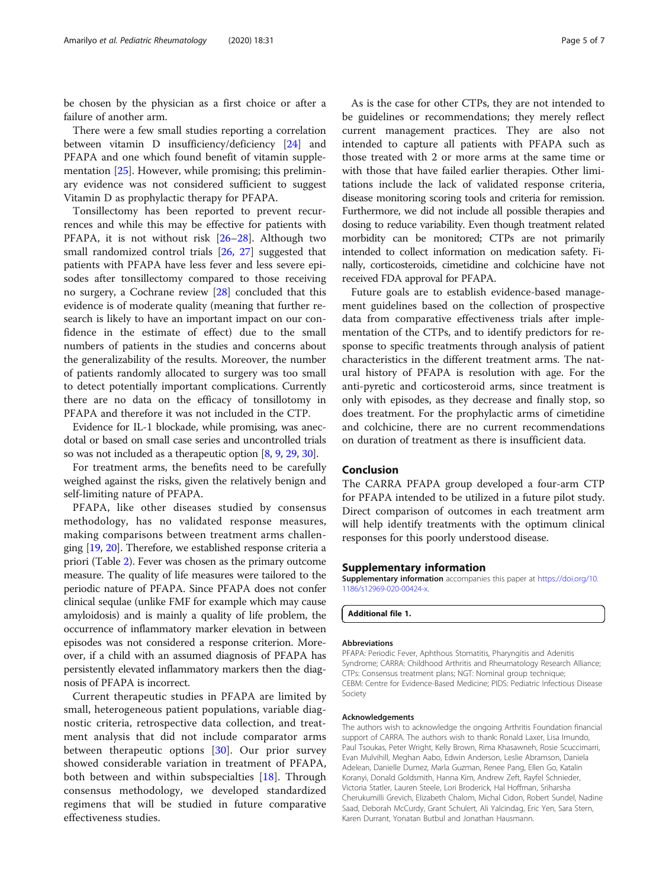be chosen by the physician as a first choice or after a failure of another arm.

There were a few small studies reporting a correlation between vitamin D insufficiency/deficiency [24] and PFAPA and one which found benefit of vitamin supplementation [25]. However, while promising; this preliminary evidence was not considered sufficient to suggest Vitamin D as prophylactic therapy for PFAPA.

Tonsillectomy has been reported to prevent recurrences and while this may be effective for patients with PFAPA, it is not without risk [26–28]. Although two small randomized control trials [26, 27] suggested that patients with PFAPA have less fever and less severe episodes after tonsillectomy compared to those receiving no surgery, a Cochrane review [28] concluded that this evidence is of moderate quality (meaning that further research is likely to have an important impact on our confidence in the estimate of effect) due to the small numbers of patients in the studies and concerns about the generalizability of the results. Moreover, the number of patients randomly allocated to surgery was too small to detect potentially important complications. Currently there are no data on the efficacy of tonsillotomy in PFAPA and therefore it was not included in the CTP.

Evidence for IL-1 blockade, while promising, was anecdotal or based on small case series and uncontrolled trials so was not included as a therapeutic option [8, 9, 29, 30].

For treatment arms, the benefits need to be carefully weighed against the risks, given the relatively benign and self-limiting nature of PFAPA.

PFAPA, like other diseases studied by consensus methodology, has no validated response measures, making comparisons between treatment arms challenging [19, 20]. Therefore, we established response criteria a priori (Table 2). Fever was chosen as the primary outcome measure. The quality of life measures were tailored to the periodic nature of PFAPA. Since PFAPA does not confer clinical sequlae (unlike FMF for example which may cause amyloidosis) and is mainly a quality of life problem, the occurrence of inflammatory marker elevation in between episodes was not considered a response criterion. Moreover, if a child with an assumed diagnosis of PFAPA has persistently elevated inflammatory markers then the diagnosis of PFAPA is incorrect.

Current therapeutic studies in PFAPA are limited by small, heterogeneous patient populations, variable diagnostic criteria, retrospective data collection, and treatment analysis that did not include comparator arms between therapeutic options [30]. Our prior survey showed considerable variation in treatment of PFAPA, both between and within subspecialties [18]. Through consensus methodology, we developed standardized regimens that will be studied in future comparative effectiveness studies.

As is the case for other CTPs, they are not intended to be guidelines or recommendations; they merely reflect current management practices. They are also not intended to capture all patients with PFAPA such as those treated with 2 or more arms at the same time or with those that have failed earlier therapies. Other limitations include the lack of validated response criteria, disease monitoring scoring tools and criteria for remission. Furthermore, we did not include all possible therapies and dosing to reduce variability. Even though treatment related morbidity can be monitored; CTPs are not primarily intended to collect information on medication safety. Finally, corticosteroids, cimetidine and colchicine have not received FDA approval for PFAPA.

Future goals are to establish evidence-based management guidelines based on the collection of prospective data from comparative effectiveness trials after implementation of the CTPs, and to identify predictors for response to specific treatments through analysis of patient characteristics in the different treatment arms. The natural history of PFAPA is resolution with age. For the anti-pyretic and corticosteroid arms, since treatment is only with episodes, as they decrease and finally stop, so does treatment. For the prophylactic arms of cimetidine and colchicine, there are no current recommendations on duration of treatment as there is insufficient data.

## Conclusion

The CARRA PFAPA group developed a four-arm CTP for PFAPA intended to be utilized in a future pilot study. Direct comparison of outcomes in each treatment arm will help identify treatments with the optimum clinical responses for this poorly understood disease.

## Supplementary information

**Supplementary information** accompanies this paper at https://doi.org/10.1186/s12969-020-00424-x.

**Additional file 1.**

#### Abbreviations

PFAPA: Periodic Fever, Aphthous Stomatitis, Pharyngitis and Adenitis Syndrome; CARRA: Childhood Arthritis and Rheumatology Research Alliance; CTPs: Consensus treatment plans; NGT: Nominal group technique; CEBM: Centre for Evidence-Based Medicine; PIDS: Pediatric Infectious Disease Society

#### Acknowledgements

The authors wish to acknowledge the ongoing Arthritis Foundation financial support of CARRA. The authors wish to thank: Ronald Laxer, Lisa Imundo, Paul Tsoukas, Peter Wright, Kelly Brown, Rima Khasawneh, Rosie Scuccimarri, Evan Mulvihill, Meghan Aabo, Edwin Anderson, Leslie Abramson, Daniela Adelean, Danielle Dumez, Marla Guzman, Renee Pang, Ellen Go, Katalin Koranyi, Donald Goldsmith, Hanna Kim, Andrew Zeft, Rayfel Schnieder, Victoria Statler, Lauren Steele, Lori Broderick, Hal Hoffman, Sriharsha Cherukumilli Grevich, Elizabeth Chalom, Michal Cidon, Robert Sundel, Nadine Saad, Deborah McCurdy, Grant Schulert, Ali Yalcindag, Eric Yen, Sara Stern, Karen Durrant, Yonatan Butbul and Jonathan Hausmann.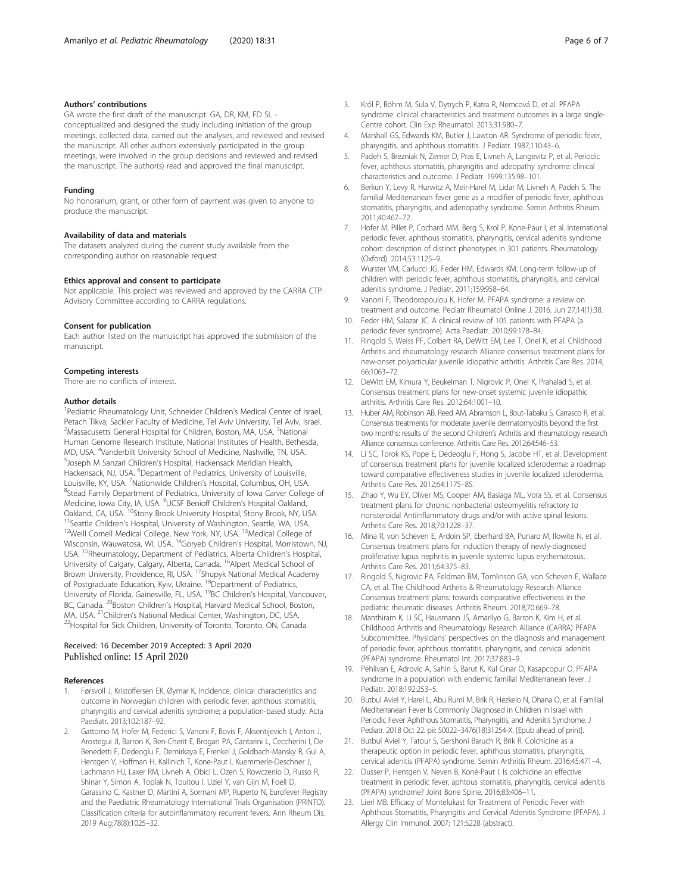### Authors' contributions

GA wrote the first draft of the manuscript. GA, DR, KM, FD SL - conceptualized and designed the study including initiation of the group meetings, collected data, carried out the analyses, and reviewed and revised the manuscript. All other authors extensively participated in the group meetings, were involved in the group decisions and reviewed and revised the manuscript. The author(s) read and approved the final manuscript.

### Funding

No honorarium, grant, or other form of payment was given to anyone to produce the manuscript.

### Availability of data and materials

The datasets analyzed during the current study available from the corresponding author on reasonable request.

### Ethics approval and consent to participate

Not applicable. This project was reviewed and approved by the CARRA CTP Advisory Committee according to CARRA regulations.

### Consent for publication

Each author listed on the manuscript has approved the submission of the manuscript.

### Competing interests

There are no conflicts of interest.

### Author details

[1]Pediatric Rheumatology Unit, Schneider Children's Medical Center of Israel, Petach Tikva; Sackler Faculty of Medicine, Tel Aviv University, Tel Aviv, Israel. [2]Massacusetts General Hospital for Children, Boston, MA, USA. [3]National Human Genome Research Institute, National Institutes of Health, Bethesda, MD, USA. [4]Vanderbilt University School of Medicine, Nashville, TN, USA. [5]Joseph M Sanzari Children's Hospital, Hackensack Meridian Health, Hackensack, NJ, USA. [6]Department of Pediatrics, University of Louisville, Louisville, KY, USA. [7]Nationwide Children's Hospital, Columbus, OH, USA. [8]Stead Family Department of Pediatrics, University of Iowa Carver College of Medicine, Iowa City, IA, USA. [9]UCSF Benioff Children's Hospital Oakland, Oakland, CA, USA. [10]Stony Brook University Hospital, Stony Brook, NY, USA. [11]Seattle Children's Hospital, University of Washington, Seattle, WA, USA. [12]Weill Cornell Medical College, New York, NY, USA. [13]Medical College of Wisconsin, Wauwatosa, WI, USA. [14]Goryeb Children's Hospital, Morristown, NJ, USA. [15]Rheumatology, Department of Pediatrics, Alberta Children's Hospital, University of Calgary, Calgary, Alberta, Canada. [16]Alpert Medical School of Brown University, Providence, RI, USA. [17]Shupyk National Medical Academy of Postgraduate Education, Kyiv, Ukraine. [18]Department of Pediatrics, University of Florida, Gainesville, FL, USA. [19]BC Children's Hospital, Vancouver, BC, Canada. [20]Boston Children's Hospital, Harvard Medical School, Boston, MA, USA. [21]Children's National Medical Center, Washington, DC, USA. [22]Hospital for Sick Children, University of Toronto, Toronto, ON, Canada.

Received: 16 December 2019 Accepted: 3 April 2020
Published online: 15 April 2020

### References

1. Førsvoll J, Kristoffersen EK, Øymar K. Incidence, clinical characteristics and outcome in Norwegian children with periodic fever, aphthous stomatitis, pharyngitis and cervical adenitis syndrome; a population-based study. Acta Paediatr. 2013;102:187–92.
2. Gattorno M, Hofer M, Federici S, Vanoni F, Bovis F, Aksentijevich I, Anton J, Arostegui JI, Barron K, Ben-Cherit E, Brogan PA, Cantarini L, Ceccherini I, De Benedetti F, Dedeoglu F, Demirkaya E, Frenkel J, Goldbach-Mansky R, Gul A, Hentgen V, Hoffman H, Kallinich T, Kone-Paut I, Kuemmerle-Deschner J, Lachmann HJ, Laxer RM, Livneh A, Obici L, Ozen S, Rowczenio D, Russo R, Shinar Y, Simon A, Toplak N, Touitou I, Uziel Y, van Gijn M, Foell D, Garassino C, Kastner D, Martini A, Sormani MP, Ruperto N, Eurofever Registry and the Paediatric Rheumatology International Trials Organisation (PRINTO). Classification criteria for autoinflammatory recurrent fevers. Ann Rheum Dis. 2019 Aug;78(8):1025–32.
3. Król P, Böhm M, Sula V, Dytrych P, Katra R, Nemcová D, et al. PFAPA syndrome: clinical characteristics and treatment outcomes in a large single-Centre cohort. Clin Exp Rheumatol. 2013;31:980–7.
4. Marshall GS, Edwards KM, Butler J, Lawton AR. Syndrome of periodic fever, pharyngitis, and aphthous stomatitis. J Pediatr. 1987;110:43–6.
5. Padeh S, Brezniak N, Zemer D, Pras E, Livneh A, Langevitz P, et al. Periodic fever, aphthous stomatitis, pharyngitis and adeopathy syndrome: clinical characteristics and outcome. J Pediatr. 1999;135:98–101.
6. Berkun Y, Levy R, Hurwitz A, Meir-Harel M, Lidar M, Livneh A, Padeh S. The familial Mediterranean fever gene as a modifier of periodic fever, aphthous stomatitis, pharyngitis, and adenopathy syndrome. Semin Arthritis Rheum. 2011;40:467–72.
7. Hofer M, Pillet P, Cochard MM, Berg S, Krol P, Kone-Paur I, et al. International periodic fever, aphthous stomatitis, pharyngitis, cervical adenitis syndrome cohort: description of distinct phenotypes in 301 patients. Rheumatology (Oxford). 2014;53:1125–9.
8. Wurster VM, Carlucci JG, Feder HM, Edwards KM. Long-term follow-up of children with periodic fever, aphthous stomatitis, pharyngitis, and cervical adenitis syndrome. J Pediatr. 2011;159:958–64.
9. Vanoni F, Theodoropoulou K, Hofer M. PFAPA syndrome: a review on treatment and outcome. Pediatr Rheumatol Online J. 2016. Jun 27;14(1):38.
10. Feder HM, Salazar JC. A clinical review of 105 patients with PFAPA (a periodic fever syndrome). Acta Paediatr. 2010;99:178–84.
11. Ringold S, Weiss PF, Colbert RA, DeWitt EM, Lee T, Onel K, et al. Childhood Arthritis and rheumatology research Alliance consensus treatment plans for new-onset polyarticular juvenile idiopathic arthritis. Arthritis Care Res. 2014; 66:1063–72.
12. DeWitt EM, Kimura Y, Beukelman T, Nigrovic P, Onel K, Prahalad S, et al. Consensus treatment plans for new-onset systemic juvenile idiopathic arthritis. Arthritis Care Res. 2012;64:1001–10.
13. Huber AM, Robinson AB, Reed AM, Abramson L, Bout-Tabaku S, Carrasco R, et al. Consensus treatments for moderate juvenile dermatomyositis beyond the first two months: results of the second Children's Arthritis and rheumatology research Alliance consensus conference. Arthritis Care Res. 2012;64:546–53.
14. Li SC, Torok KS, Pope E, Dedeoglu F, Hong S, Jacobe HT, et al. Development of consensus treatment plans for juvenile localized scleroderma: a roadmap toward comparative effectiveness studies in juvenile localized scleroderma. Arthritis Care Res. 2012;64:1175–85.
15. Zhao Y, Wu EY, Oliver MS, Cooper AM, Basiaga ML, Vora SS, et al. Consensus treatment plans for chronic nonbacterial osteomyelitis refractory to nonsteroidal Antiinflammatory drugs and/or with active spinal lesions. Arthritis Care Res. 2018;70:1228–37.
16. Mina R, von Scheven E, Ardoin SP, Eberhard BA, Punaro M, Ilowite N, et al. Consensus treatment plans for induction therapy of newly-diagnosed proliferative lupus nephritis in juvenile systemic lupus erythematosus. Arthritis Care Res. 2011;64:375–83.
17. Ringold S, Nigrovic PA, Feldman BM, Tomlinson GA, von Scheven E, Wallace CA, et al. The Childhood Arthritis & Rheumatology Research Alliance Consensus treatment plans: towards comparative effectiveness in the pediatric rheumatic diseases. Arthritis Rheum. 2018;70:669–78.
18. Manthiram K, Li SC, Hausmann JS, Amarilyo G, Barron K, Kim H, et al. Childhood Arthritis and Rheumatology Research Alliance (CARRA) PFAPA Subcommittee. Physicians' perspectives on the diagnosis and management of periodic fever, aphthous stomatitis, pharyngitis, and cervical adenitis (PFAPA) syndrome. Rheumatol Int. 2017;37:883–9.
19. Pehlivan E, Adrovic A, Sahin S, Barut K, Kul Cınar O, Kasapcopur O. PFAPA syndrome in a population with endemic familial Mediterranean fever. J Pediatr. 2018;192:253–5.
20. Butbul Aviel Y, Harel L, Abu Rumi M, Brik R, Hezkelo N, Ohana O, et al. Familial Mediterranean Fever Is Commonly Diagnosed in Children in Israel with Periodic Fever Aphthous Stomatitis, Pharyngitis, and Adenitis Syndrome. J Pediatr. 2018 Oct 22. pii: S0022–3476(18)31254-X. [Epub ahead of print].
21. Butbul Aviel Y, Tatour S, Gershoni Baruch R, Brik R. Colchicine as a therapeutic option in periodic fever, aphthous stomatitis, pharyngitis, cervical adenitis (PFAPA) syndrome. Semin Arthritis Rheum. 2016;45:471–4.
22. Dusser P, Hentgen V, Neven B, Koné-Paut I. Is colchicine an effective treatment in periodic fever, aphtous stomatitis, pharyngitis, cervical adenitis (PFAPA) syndrome? Joint Bone Spine. 2016;83:406–11.
23. Lierl MB. Efficacy of Montelukast for Treatment of Periodic Fever with Aphthous Stomatitis, Pharyngitis and Cervical Adenitis Syndrome (PFAPA). J Allergy Clin Immunol. 2007; 121:S228 (abstract).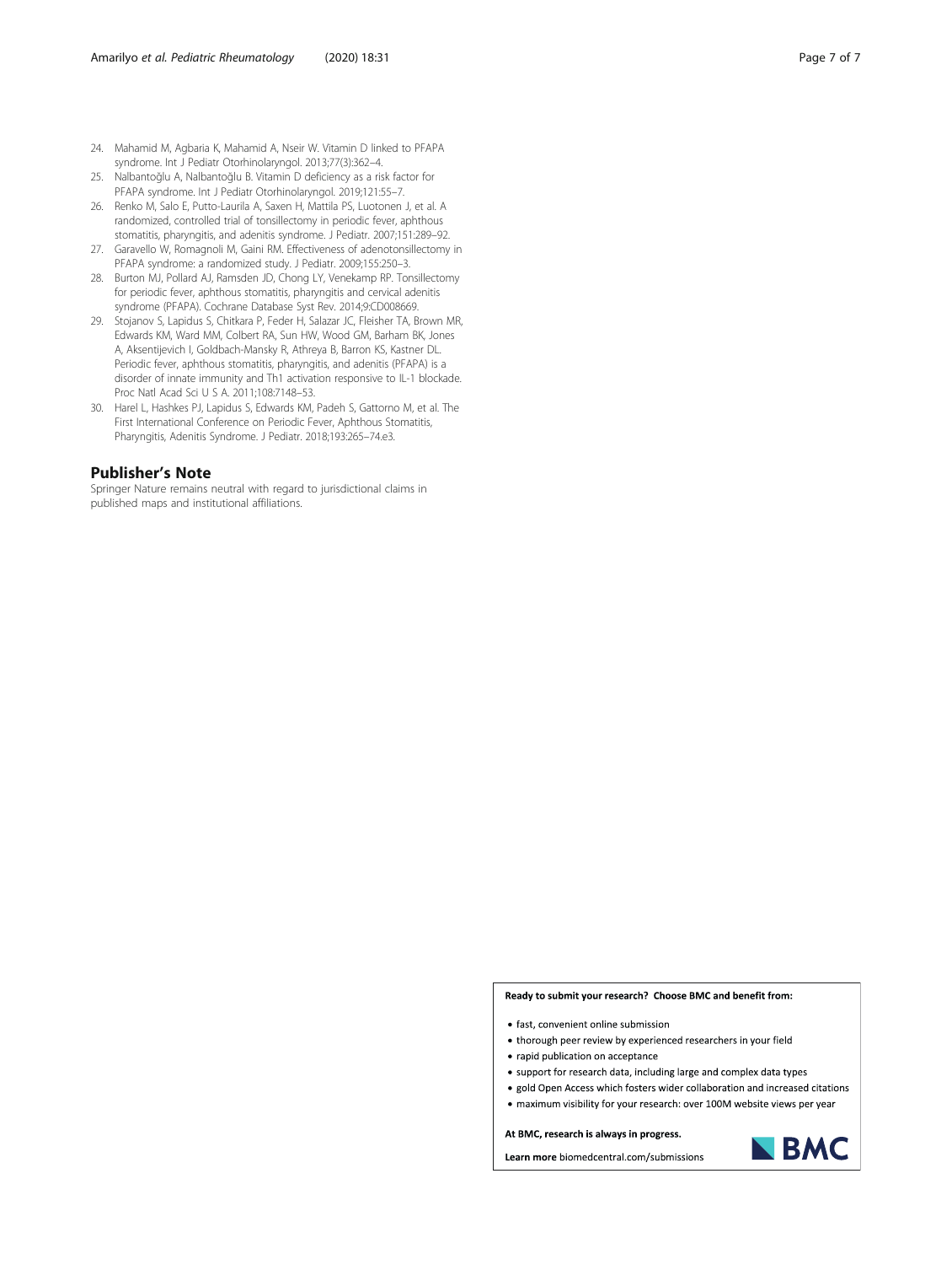24. Mahamid M, Agbaria K, Mahamid A, Nseir W. Vitamin D linked to PFAPA syndrome. Int J Pediatr Otorhinolaryngol. 2013;77(3):362–4.
25. Nalbantoğlu A, Nalbantoğlu B. Vitamin D deficiency as a risk factor for PFAPA syndrome. Int J Pediatr Otorhinolaryngol. 2019;121:55–7.
26. Renko M, Salo E, Putto-Laurila A, Saxen H, Mattila PS, Luotonen J, et al. A randomized, controlled trial of tonsillectomy in periodic fever, aphthous stomatitis, pharyngitis, and adenitis syndrome. J Pediatr. 2007;151:289–92.
27. Garavello W, Romagnoli M, Gaini RM. Effectiveness of adenotonsillectomy in PFAPA syndrome: a randomized study. J Pediatr. 2009;155:250–3.
28. Burton MJ, Pollard AJ, Ramsden JD, Chong LY, Venekamp RP. Tonsillectomy for periodic fever, aphthous stomatitis, pharyngitis and cervical adenitis syndrome (PFAPA). Cochrane Database Syst Rev. 2014;9:CD008669.
29. Stojanov S, Lapidus S, Chitkara P, Feder H, Salazar JC, Fleisher TA, Brown MR, Edwards KM, Ward MM, Colbert RA, Sun HW, Wood GM, Barham BK, Jones A, Aksentijevich I, Goldbach-Mansky R, Athreya B, Barron KS, Kastner DL. Periodic fever, aphthous stomatitis, pharyngitis, and adenitis (PFAPA) is a disorder of innate immunity and Th1 activation responsive to IL-1 blockade. Proc Natl Acad Sci U S A. 2011;108:7148–53.
30. Harel L, Hashkes PJ, Lapidus S, Edwards KM, Padeh S, Gattorno M, et al. The First International Conference on Periodic Fever, Aphthous Stomatitis, Pharyngitis, Adenitis Syndrome. J Pediatr. 2018;193:265–74.e3.

## Publisher's Note

Springer Nature remains neutral with regard to jurisdictional claims in published maps and institutional affiliations.

**Ready to submit your research? Choose BMC and benefit from:**

- fast, convenient online submission
- thorough peer review by experienced researchers in your field
- rapid publication on acceptance
- support for research data, including large and complex data types
- gold Open Access which fosters wider collaboration and increased citations
- maximum visibility for your research: over 100M website views per year

**At BMC, research is always in progress.**

**Learn more** biomedcentral.com/submissions

BMC